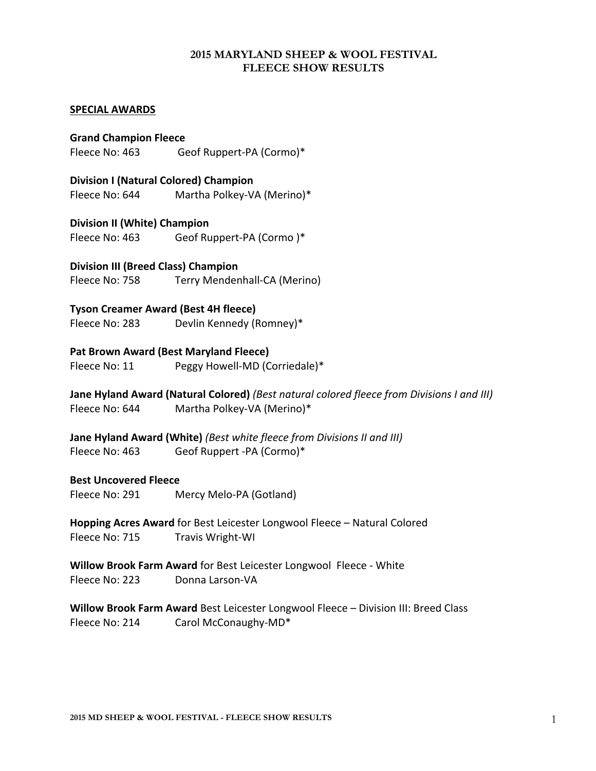# 2015 MARYLAND SHEEP & WOOL FESTIVAL
# FLEECE SHOW RESULTS

## SPECIAL AWARDS

**Grand Champion Fleece**
Fleece No: 463 Geof Ruppert-PA (Cormo)*

**Division I (Natural Colored) Champion**
Fleece No: 644 Martha Polkey-VA (Merino)*

**Division II (White) Champion**
Fleece No: 463 Geof Ruppert-PA (Cormo )*

**Division III (Breed Class) Champion**
Fleece No: 758 Terry Mendenhall-CA (Merino)

**Tyson Creamer Award (Best 4H fleece)**
Fleece No: 283 Devlin Kennedy (Romney)*

**Pat Brown Award (Best Maryland Fleece)**
Fleece No: 11 Peggy Howell-MD (Corriedale)*

**Jane Hyland Award (Natural Colored)** *(Best natural colored fleece from Divisions I and III)*
Fleece No: 644 Martha Polkey-VA (Merino)*

**Jane Hyland Award (White)** *(Best white fleece from Divisions II and III)*
Fleece No: 463 Geof Ruppert -PA (Cormo)*

**Best Uncovered Fleece**
Fleece No: 291 Mercy Melo-PA (Gotland)

**Hopping Acres Award** for Best Leicester Longwool Fleece – Natural Colored
Fleece No: 715 Travis Wright-WI

**Willow Brook Farm Award** for Best Leicester Longwool Fleece - White
Fleece No: 223 Donna Larson-VA

**Willow Brook Farm Award** Best Leicester Longwool Fleece – Division III: Breed Class
Fleece No: 214 Carol McConaughy-MD*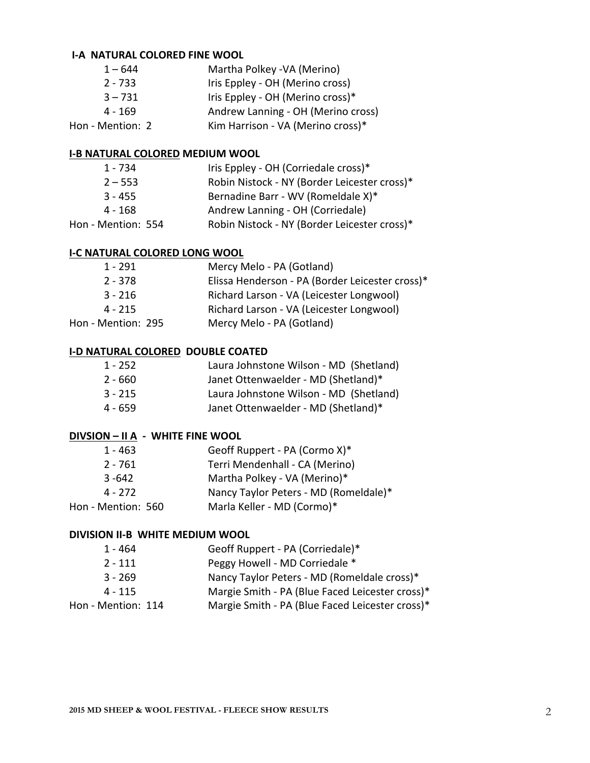### I-A NATURAL COLORED FINE WOOL

| | |
|---|---|
| 1 – 644 | Martha Polkey -VA (Merino) |
| 2 - 733 | Iris Eppley - OH (Merino cross) |
| 3 – 731 | Iris Eppley - OH (Merino cross)* |
| 4 - 169 | Andrew Lanning - OH (Merino cross) |
| Hon - Mention: 2 | Kim Harrison - VA (Merino cross)* |

### I-B NATURAL COLORED MEDIUM WOOL

| | |
|---|---|
| 1 - 734 | Iris Eppley - OH (Corriedale cross)* |
| 2 – 553 | Robin Nistock - NY (Border Leicester cross)* |
| 3 - 455 | Bernadine Barr - WV (Romeldale X)* |
| 4 - 168 | Andrew Lanning - OH (Corriedale) |
| Hon - Mention: 554 | Robin Nistock - NY (Border Leicester cross)* |

### I-C NATURAL COLORED LONG WOOL

| | |
|---|---|
| 1 - 291 | Mercy Melo - PA (Gotland) |
| 2 - 378 | Elissa Henderson - PA (Border Leicester cross)* |
| 3 - 216 | Richard Larson - VA (Leicester Longwool) |
| 4 - 215 | Richard Larson - VA (Leicester Longwool) |
| Hon - Mention: 295 | Mercy Melo - PA (Gotland) |

### I-D NATURAL COLORED DOUBLE COATED

| | |
|---|---|
| 1 - 252 | Laura Johnstone Wilson - MD (Shetland) |
| 2 - 660 | Janet Ottenwaelder - MD (Shetland)* |
| 3 - 215 | Laura Johnstone Wilson - MD (Shetland) |
| 4 - 659 | Janet Ottenwaelder - MD (Shetland)* |

### DIVSION – II A - WHITE FINE WOOL

| | |
|---|---|
| 1 - 463 | Geoff Ruppert - PA (Cormo X)* |
| 2 - 761 | Terri Mendenhall - CA (Merino) |
| 3 -642 | Martha Polkey - VA (Merino)* |
| 4 - 272 | Nancy Taylor Peters - MD (Romeldale)* |
| Hon - Mention: 560 | Marla Keller - MD (Cormo)* |

### DIVISION II-B WHITE MEDIUM WOOL

| | |
|---|---|
| 1 - 464 | Geoff Ruppert - PA (Corriedale)* |
| 2 - 111 | Peggy Howell - MD Corriedale * |
| 3 - 269 | Nancy Taylor Peters - MD (Romeldale cross)* |
| 4 - 115 | Margie Smith - PA (Blue Faced Leicester cross)* |
| Hon - Mention: 114 | Margie Smith - PA (Blue Faced Leicester cross)* |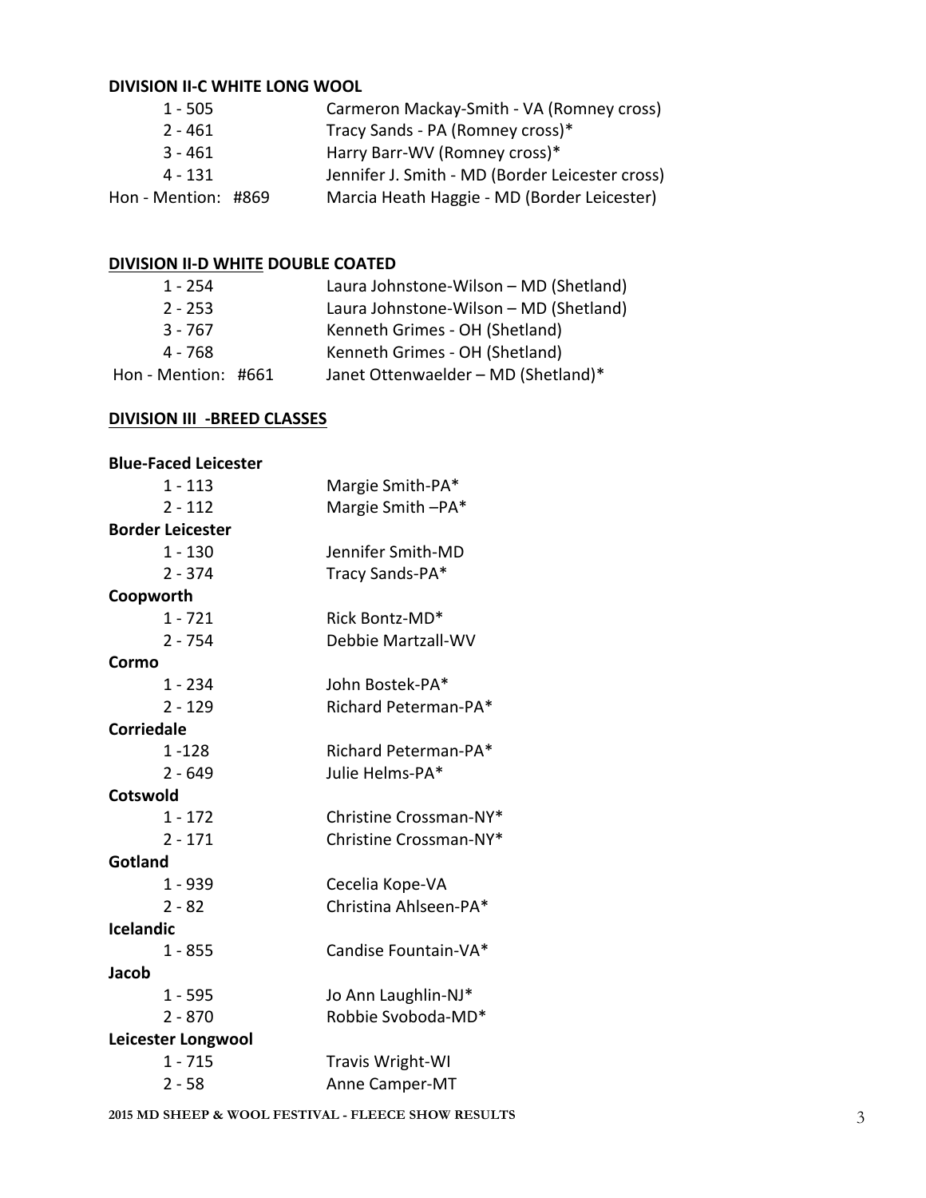**DIVISION II-C WHITE LONG WOOL**

| | |
|---|---|
| 1 - 505 | Carmeron Mackay-Smith - VA (Romney cross) |
| 2 - 461 | Tracy Sands - PA (Romney cross)* |
| 3 - 461 | Harry Barr-WV (Romney cross)* |
| 4 - 131 | Jennifer J. Smith - MD (Border Leicester cross) |
| Hon - Mention: #869 | Marcia Heath Haggie - MD (Border Leicester) |

**DIVISION II-D WHITE DOUBLE COATED**

| | |
|---|---|
| 1 - 254 | Laura Johnstone-Wilson – MD (Shetland) |
| 2 - 253 | Laura Johnstone-Wilson – MD (Shetland) |
| 3 - 767 | Kenneth Grimes - OH (Shetland) |
| 4 - 768 | Kenneth Grimes - OH (Shetland) |
| Hon - Mention: #661 | Janet Ottenwaelder – MD (Shetland)* |

**DIVISION III -BREED CLASSES**

**Blue-Faced Leicester**

| | |
|---|---|
| 1 - 113 | Margie Smith-PA* |
| 2 - 112 | Margie Smith –PA* |

**Border Leicester**

| | |
|---|---|
| 1 - 130 | Jennifer Smith-MD |
| 2 - 374 | Tracy Sands-PA* |

**Coopworth**

| | |
|---|---|
| 1 - 721 | Rick Bontz-MD* |
| 2 - 754 | Debbie Martzall-WV |

**Cormo**

| | |
|---|---|
| 1 - 234 | John Bostek-PA* |
| 2 - 129 | Richard Peterman-PA* |

**Corriedale**

| | |
|---|---|
| 1 -128 | Richard Peterman-PA* |
| 2 - 649 | Julie Helms-PA* |

**Cotswold**

| | |
|---|---|
| 1 - 172 | Christine Crossman-NY* |
| 2 - 171 | Christine Crossman-NY* |

**Gotland**

| | |
|---|---|
| 1 - 939 | Cecelia Kope-VA |
| 2 - 82 | Christina Ahlseen-PA* |

**Icelandic**

| | |
|---|---|
| 1 - 855 | Candise Fountain-VA* |

**Jacob**

| | |
|---|---|
| 1 - 595 | Jo Ann Laughlin-NJ* |
| 2 - 870 | Robbie Svoboda-MD* |

**Leicester Longwool**

| | |
|---|---|
| 1 - 715 | Travis Wright-WI |
| 2 - 58 | Anne Camper-MT |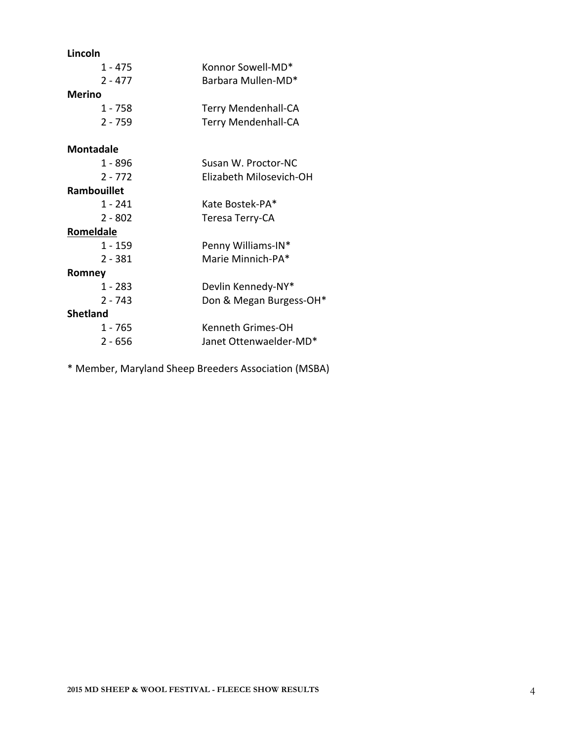**Lincoln**

| | |
|---|---|
| 1 - 475 | Konnor Sowell-MD* |
| 2 - 477 | Barbara Mullen-MD* |

**Merino**

| | |
|---|---|
| 1 - 758 | Terry Mendenhall-CA |
| 2 - 759 | Terry Mendenhall-CA |

**Montadale**

| | |
|---|---|
| 1 - 896 | Susan W. Proctor-NC |
| 2 - 772 | Elizabeth Milosevich-OH |

**Rambouillet**

| | |
|---|---|
| 1 - 241 | Kate Bostek-PA* |
| 2 - 802 | Teresa Terry-CA |

**Romeldale**

| | |
|---|---|
| 1 - 159 | Penny Williams-IN* |
| 2 - 381 | Marie Minnich-PA* |

**Romney**

| | |
|---|---|
| 1 - 283 | Devlin Kennedy-NY* |
| 2 - 743 | Don & Megan Burgess-OH* |

**Shetland**

| | |
|---|---|
| 1 - 765 | Kenneth Grimes-OH |
| 2 - 656 | Janet Ottenwaelder-MD* |

* Member, Maryland Sheep Breeders Association (MSBA)